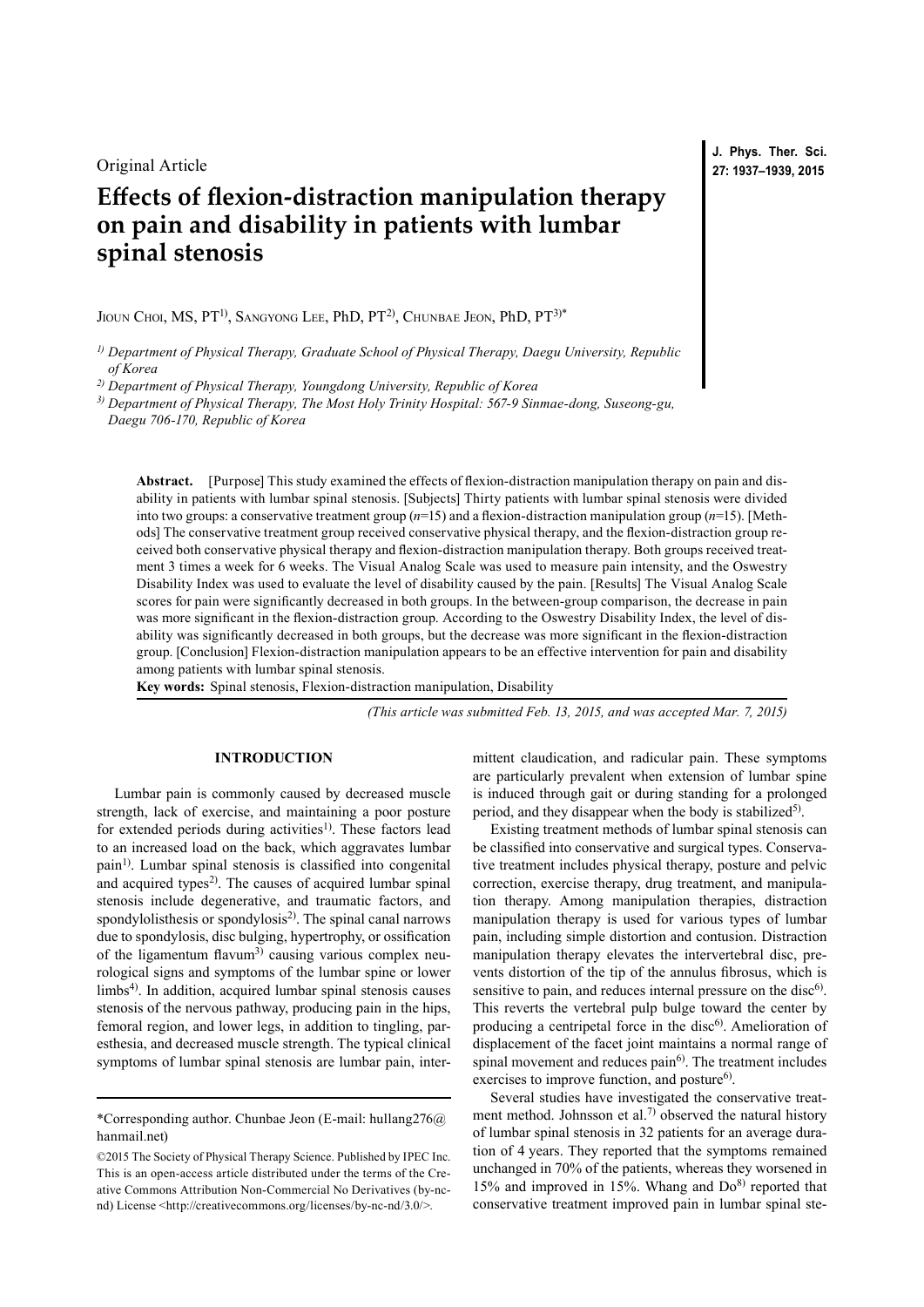Original Article

# Effects of flexion-distraction manipulation therapy on pain and disability in patients with lumbar spinal stenosis

Jioun Choi, MS, PT[1)], Sangyong Lee, PhD, PT[2)], Chunbae Jeon, PhD, PT[3)*]

[1)] *Department of Physical Therapy, Graduate School of Physical Therapy, Daegu University, Republic of Korea*

[2)] *Department of Physical Therapy, Youngdong University, Republic of Korea*

[3)] *Department of Physical Therapy, The Most Holy Trinity Hospital: 567-9 Sinmae-dong, Suseong-gu, Daegu 706-170, Republic of Korea*

**Abstract.** [Purpose] This study examined the effects of flexion-distraction manipulation therapy on pain and disability in patients with lumbar spinal stenosis. [Subjects] Thirty patients with lumbar spinal stenosis were divided into two groups: a conservative treatment group (*n*=15) and a flexion-distraction manipulation group (*n*=15). [Methods] The conservative treatment group received conservative physical therapy, and the flexion-distraction group received both conservative physical therapy and flexion-distraction manipulation therapy. Both groups received treatment 3 times a week for 6 weeks. The Visual Analog Scale was used to measure pain intensity, and the Oswestry Disability Index was used to evaluate the level of disability caused by the pain. [Results] The Visual Analog Scale scores for pain were significantly decreased in both groups. In the between-group comparison, the decrease in pain was more significant in the flexion-distraction group. According to the Oswestry Disability Index, the level of disability was significantly decreased in both groups, but the decrease was more significant in the flexion-distraction group. [Conclusion] Flexion-distraction manipulation appears to be an effective intervention for pain and disability among patients with lumbar spinal stenosis.

**Key words:** Spinal stenosis, Flexion-distraction manipulation, Disability

*(This article was submitted Feb. 13, 2015, and was accepted Mar. 7, 2015)*

## INTRODUCTION

Lumbar pain is commonly caused by decreased muscle strength, lack of exercise, and maintaining a poor posture for extended periods during activities[1)]. These factors lead to an increased load on the back, which aggravates lumbar pain[1)]. Lumbar spinal stenosis is classified into congenital and acquired types[2)]. The causes of acquired lumbar spinal stenosis include degenerative, and traumatic factors, and spondylolisthesis or spondylosis[2)]. The spinal canal narrows due to spondylosis, disc bulging, hypertrophy, or ossification of the ligamentum flavum[3)] causing various complex neurological signs and symptoms of the lumbar spine or lower limbs[4)]. In addition, acquired lumbar spinal stenosis causes stenosis of the nervous pathway, producing pain in the hips, femoral region, and lower legs, in addition to tingling, paresthesia, and decreased muscle strength. The typical clinical symptoms of lumbar spinal stenosis are lumbar pain, intermittent claudication, and radicular pain. These symptoms are particularly prevalent when extension of lumbar spine is induced through gait or during standing for a prolonged period, and they disappear when the body is stabilized[5)].

Existing treatment methods of lumbar spinal stenosis can be classified into conservative and surgical types. Conservative treatment includes physical therapy, posture and pelvic correction, exercise therapy, drug treatment, and manipulation therapy. Among manipulation therapies, distraction manipulation therapy is used for various types of lumbar pain, including simple distortion and contusion. Distraction manipulation therapy elevates the intervertebral disc, prevents distortion of the tip of the annulus fibrosus, which is sensitive to pain, and reduces internal pressure on the disc[6)]. This reverts the vertebral pulp bulge toward the center by producing a centripetal force in the disc[6)]. Amelioration of displacement of the facet joint maintains a normal range of spinal movement and reduces pain[6)]. The treatment includes exercises to improve function, and posture[6)].

Several studies have investigated the conservative treatment method. Johnsson et al.[7)] observed the natural history of lumbar spinal stenosis in 32 patients for an average duration of 4 years. They reported that the symptoms remained unchanged in 70% of the patients, whereas they worsened in 15% and improved in 15%. Whang and Do[8)] reported that conservative treatment improved pain in lumbar spinal ste-

*Corresponding author. Chunbae Jeon (E-mail: hullang276@hanmail.net)

©2015 The Society of Physical Therapy Science. Published by IPEC Inc. This is an open-access article distributed under the terms of the Creative Commons Attribution Non-Commercial No Derivatives (by-nc-nd) License <http://creativecommons.org/licenses/by-nc-nd/3.0/>.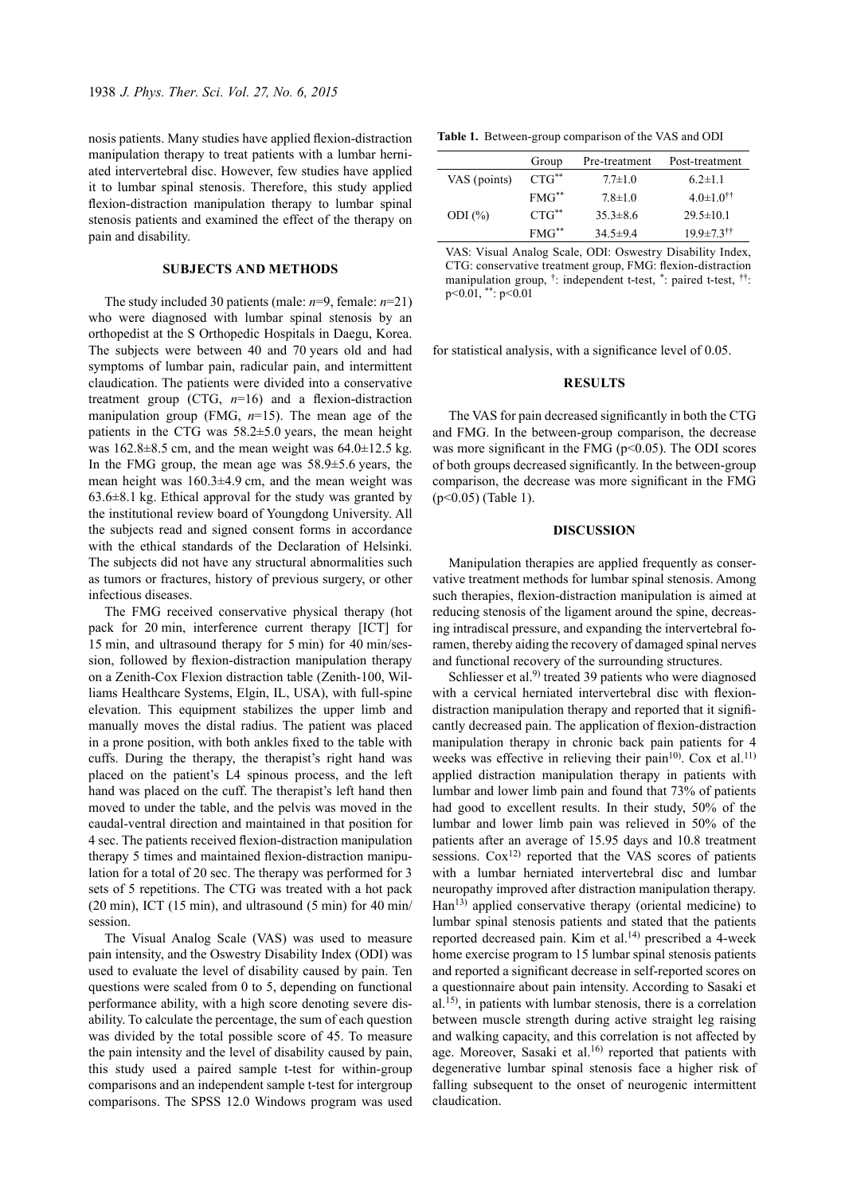nosis patients. Many studies have applied flexion-distraction manipulation therapy to treat patients with a lumbar herniated intervertebral disc. However, few studies have applied it to lumbar spinal stenosis. Therefore, this study applied flexion-distraction manipulation therapy to lumbar spinal stenosis patients and examined the effect of the therapy on pain and disability.

## SUBJECTS AND METHODS

The study included 30 patients (male: *n*=9, female: *n*=21) who were diagnosed with lumbar spinal stenosis by an orthopedist at the S Orthopedic Hospitals in Daegu, Korea. The subjects were between 40 and 70 years old and had symptoms of lumbar pain, radicular pain, and intermittent claudication. The patients were divided into a conservative treatment group (CTG, *n*=16) and a flexion-distraction manipulation group (FMG, *n*=15). The mean age of the patients in the CTG was 58.2±5.0 years, the mean height was 162.8±8.5 cm, and the mean weight was 64.0±12.5 kg. In the FMG group, the mean age was 58.9±5.6 years, the mean height was 160.3±4.9 cm, and the mean weight was 63.6±8.1 kg. Ethical approval for the study was granted by the institutional review board of Youngdong University. All the subjects read and signed consent forms in accordance with the ethical standards of the Declaration of Helsinki. The subjects did not have any structural abnormalities such as tumors or fractures, history of previous surgery, or other infectious diseases.

The FMG received conservative physical therapy (hot pack for 20 min, interference current therapy [ICT] for 15 min, and ultrasound therapy for 5 min) for 40 min/session, followed by flexion-distraction manipulation therapy on a Zenith-Cox Flexion distraction table (Zenith-100, Williams Healthcare Systems, Elgin, IL, USA), with full-spine elevation. This equipment stabilizes the upper limb and manually moves the distal radius. The patient was placed in a prone position, with both ankles fixed to the table with cuffs. During the therapy, the therapist's right hand was placed on the patient's L4 spinous process, and the left hand was placed on the cuff. The therapist's left hand then moved to under the table, and the pelvis was moved in the caudal-ventral direction and maintained in that position for 4 sec. The patients received flexion-distraction manipulation therapy 5 times and maintained flexion-distraction manipulation for a total of 20 sec. The therapy was performed for 3 sets of 5 repetitions. The CTG was treated with a hot pack (20 min), ICT (15 min), and ultrasound (5 min) for 40 min/session.

The Visual Analog Scale (VAS) was used to measure pain intensity, and the Oswestry Disability Index (ODI) was used to evaluate the level of disability caused by pain. Ten questions were scaled from 0 to 5, depending on functional performance ability, with a high score denoting severe disability. To calculate the percentage, the sum of each question was divided by the total possible score of 45. To measure the pain intensity and the level of disability caused by pain, this study used a paired sample t-test for within-group comparisons and an independent sample t-test for intergroup comparisons. The SPSS 12.0 Windows program was used for statistical analysis, with a significance level of 0.05.

**Table 1.** Between-group comparison of the VAS and ODI

| | Group | Pre-treatment | Post-treatment |
|---|---|---|---|
| VAS (points) | CTG** | 7.7±1.0 | 6.2±1.1 |
| | FMG** | 7.8±1.0 | 4.0±1.0†† |
| ODI (%) | CTG** | 35.3±8.6 | 29.5±10.1 |
| | FMG** | 34.5±9.4 | 19.9±7.3†† |

VAS: Visual Analog Scale, ODI: Oswestry Disability Index, CTG: conservative treatment group, FMG: flexion-distraction manipulation group, †: independent t-test, *: paired t-test, ††: $p<0.01$, **: $p<0.01$

## RESULTS

The VAS for pain decreased significantly in both the CTG and FMG. In the between-group comparison, the decrease was more significant in the FMG ($p<0.05$). The ODI scores of both groups decreased significantly. In the between-group comparison, the decrease was more significant in the FMG ($p<0.05$) (Table 1).

## DISCUSSION

Manipulation therapies are applied frequently as conservative treatment methods for lumbar spinal stenosis. Among such therapies, flexion-distraction manipulation is aimed at reducing stenosis of the ligament around the spine, decreasing intradiscal pressure, and expanding the intervertebral foramen, thereby aiding the recovery of damaged spinal nerves and functional recovery of the surrounding structures.

Schliesser et al.[9] treated 39 patients who were diagnosed with a cervical herniated intervertebral disc with flexion-distraction manipulation therapy and reported that it significantly decreased pain. The application of flexion-distraction manipulation therapy in chronic back pain patients for 4 weeks was effective in relieving their pain[10]. Cox et al.[11] applied distraction manipulation therapy in patients with lumbar and lower limb pain and found that 73% of patients had good to excellent results. In their study, 50% of the lumbar and lower limb pain was relieved in 50% of the patients after an average of 15.95 days and 10.8 treatment sessions. Cox[12] reported that the VAS scores of patients with a lumbar herniated intervertebral disc and lumbar neuropathy improved after distraction manipulation therapy. Han[13] applied conservative therapy (oriental medicine) to lumbar spinal stenosis patients and stated that the patients reported decreased pain. Kim et al.[14] prescribed a 4-week home exercise program to 15 lumbar spinal stenosis patients and reported a significant decrease in self-reported scores on a questionnaire about pain intensity. According to Sasaki et al.[15], in patients with lumbar stenosis, there is a correlation between muscle strength during active straight leg raising and walking capacity, and this correlation is not affected by age. Moreover, Sasaki et al.[16] reported that patients with degenerative lumbar spinal stenosis face a higher risk of falling subsequent to the onset of neurogenic intermittent claudication.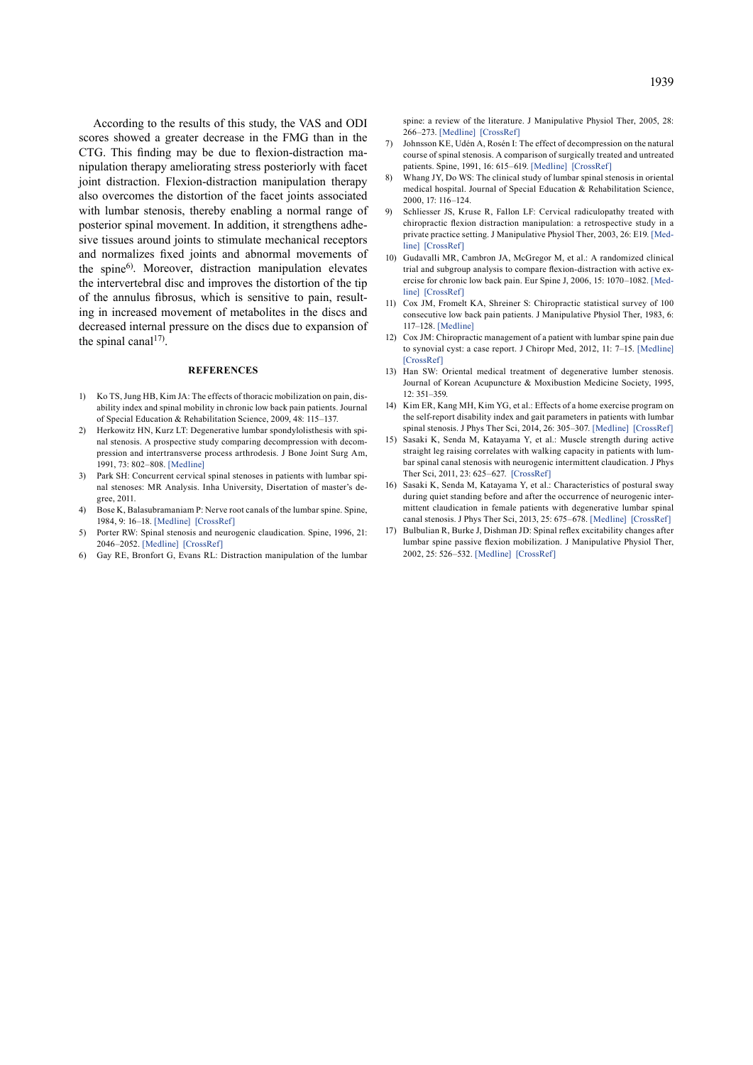According to the results of this study, the VAS and ODI scores showed a greater decrease in the FMG than in the CTG. This finding may be due to flexion-distraction manipulation therapy ameliorating stress posteriorly with facet joint distraction. Flexion-distraction manipulation therapy also overcomes the distortion of the facet joints associated with lumbar stenosis, thereby enabling a normal range of posterior spinal movement. In addition, it strengthens adhesive tissues around joints to stimulate mechanical receptors and normalizes fixed joints and abnormal movements of the spine[6]. Moreover, distraction manipulation elevates the intervertebral disc and improves the distortion of the tip of the annulus fibrosus, which is sensitive to pain, resulting in increased movement of metabolites in the discs and decreased internal pressure on the discs due to expansion of the spinal canal[17].

## REFERENCES

1) Ko TS, Jung HB, Kim JA: The effects of thoracic mobilization on pain, disability index and spinal mobility in chronic low back pain patients. Journal of Special Education & Rehabilitation Science, 2009, 48: 115–137.
2) Herkowitz HN, Kurz LT: Degenerative lumbar spondylolisthesis with spinal stenosis. A prospective study comparing decompression with decompression and intertransverse process arthrodesis. J Bone Joint Surg Am, 1991, 73: 802–808. [Medline]
3) Park SH: Concurrent cervical spinal stenoses in patients with lumbar spinal stenoses: MR Analysis. Inha University, Disertation of master's degree, 2011.
4) Bose K, Balasubramaniam P: Nerve root canals of the lumbar spine. Spine, 1984, 9: 16–18. [Medline] [CrossRef]
5) Porter RW: Spinal stenosis and neurogenic claudication. Spine, 1996, 21: 2046–2052. [Medline] [CrossRef]
6) Gay RE, Bronfort G, Evans RL: Distraction manipulation of the lumbar spine: a review of the literature. J Manipulative Physiol Ther, 2005, 28: 266–273. [Medline] [CrossRef]
7) Johnsson KE, Udén A, Rosén I: The effect of decompression on the natural course of spinal stenosis. A comparison of surgically treated and untreated patients. Spine, 1991, 16: 615–619. [Medline] [CrossRef]
8) Whang JY, Do WS: The clinical study of lumbar spinal stenosis in oriental medical hospital. Journal of Special Education & Rehabilitation Science, 2000, 17: 116–124.
9) Schliesser JS, Kruse R, Fallon LF: Cervical radiculopathy treated with chiropractic flexion distraction manipulation: a retrospective study in a private practice setting. J Manipulative Physiol Ther, 2003, 26: E19. [Medline] [CrossRef]
10) Gudavalli MR, Cambron JA, McGregor M, et al.: A randomized clinical trial and subgroup analysis to compare flexion-distraction with active exercise for chronic low back pain. Eur Spine J, 2006, 15: 1070–1082. [Medline] [CrossRef]
11) Cox JM, Fromelt KA, Shreiner S: Chiropractic statistical survey of 100 consecutive low back pain patients. J Manipulative Physiol Ther, 1983, 6: 117–128. [Medline]
12) Cox JM: Chiropractic management of a patient with lumbar spine pain due to synovial cyst: a case report. J Chiropr Med, 2012, 11: 7–15. [Medline] [CrossRef]
13) Han SW: Oriental medical treatment of degenerative lumber stenosis. Journal of Korean Acupuncture & Moxibustion Medicine Society, 1995, 12: 351–359.
14) Kim ER, Kang MH, Kim YG, et al.: Effects of a home exercise program on the self-report disability index and gait parameters in patients with lumbar spinal stenosis. J Phys Ther Sci, 2014, 26: 305–307. [Medline] [CrossRef]
15) Sasaki K, Senda M, Katayama Y, et al.: Muscle strength during active straight leg raising correlates with walking capacity in patients with lumbar spinal canal stenosis with neurogenic intermittent claudication. J Phys Ther Sci, 2011, 23: 625–627. [CrossRef]
16) Sasaki K, Senda M, Katayama Y, et al.: Characteristics of postural sway during quiet standing before and after the occurrence of neurogenic intermittent claudication in female patients with degenerative lumbar spinal canal stenosis. J Phys Ther Sci, 2013, 25: 675–678. [Medline] [CrossRef]
17) Bulbulian R, Burke J, Dishman JD: Spinal reflex excitability changes after lumbar spine passive flexion mobilization. J Manipulative Physiol Ther, 2002, 25: 526–532. [Medline] [CrossRef]